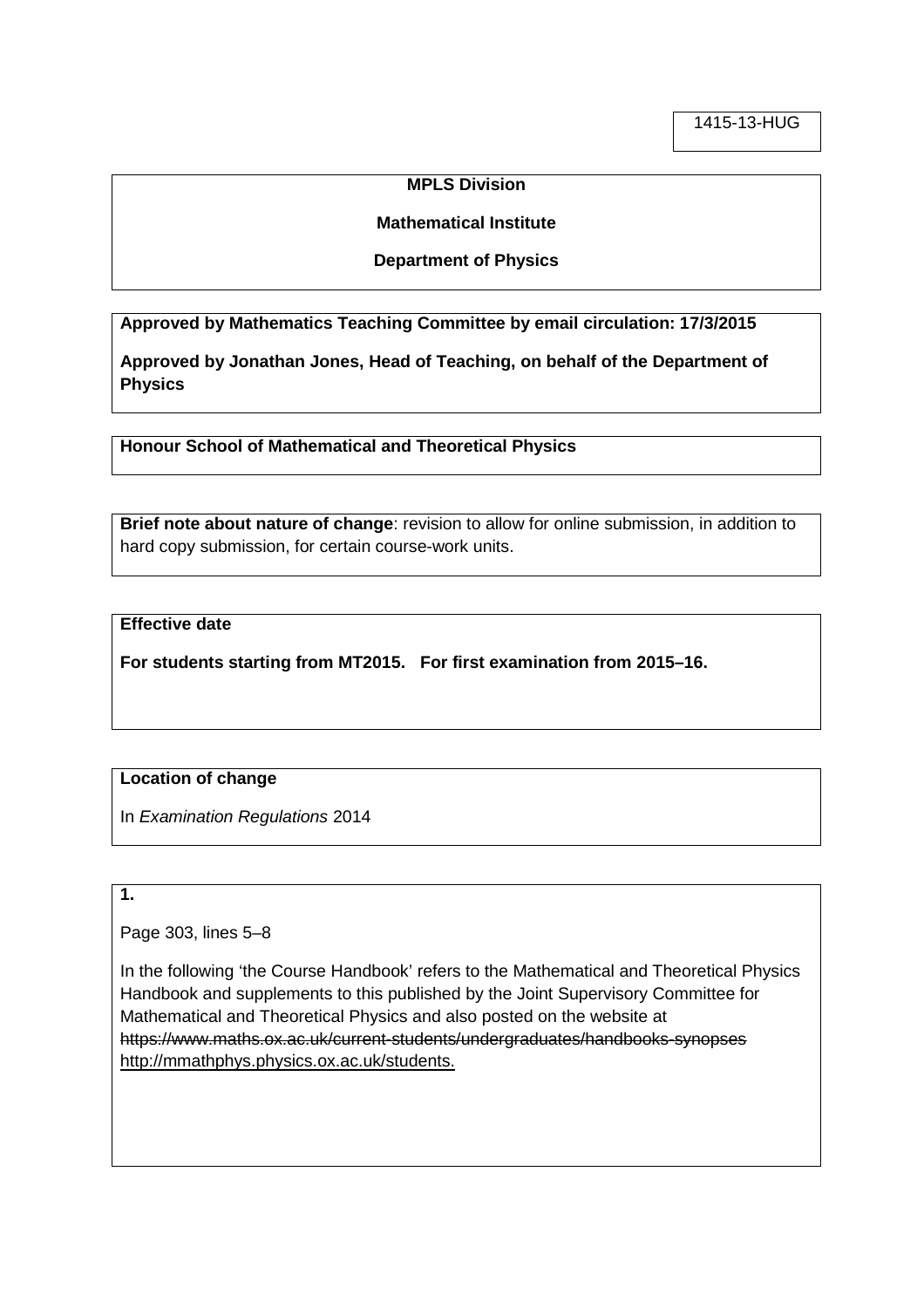1415-13-HUG

**MPLS Division**

**Mathematical Institute**

**Department of Physics**

**Approved by Mathematics Teaching Committee by email circulation: 17/3/2015**

**Approved by Jonathan Jones, Head of Teaching, on behalf of the Department of Physics**

**Honour School of Mathematical and Theoretical Physics**

**Brief note about nature of change**: revision to allow for online submission, in addition to hard copy submission, for certain course-work units.

**Effective date**

**For students starting from MT2015. For first examination from 2015–16.**

**Location of change**

In *Examination Regulations* 2014

**1.**

Page 303, lines 5–8

In the following 'the Course Handbook' refers to the Mathematical and Theoretical Physics Handbook and supplements to this published by the Joint Supervisory Committee for Mathematical and Theoretical Physics and also posted on the website at ~~https://www.maths.ox.ac.uk/current-students/undergraduates/handbooks-synopses~~ <u>http://mmathphys.physics.ox.ac.uk/students.</u>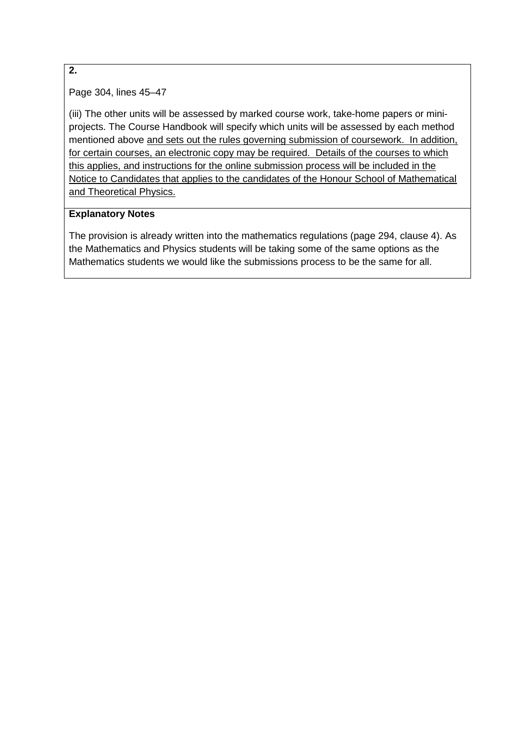**2.**

Page 304, lines 45–47

(iii) The other units will be assessed by marked course work, take-home papers or mini-projects. The Course Handbook will specify which units will be assessed by each method mentioned above <u>and sets out the rules governing submission of coursework. In addition, for certain courses, an electronic copy may be required. Details of the courses to which this applies, and instructions for the online submission process will be included in the Notice to Candidates that applies to the candidates of the Honour School of Mathematical and Theoretical Physics.</u>

**Explanatory Notes**

The provision is already written into the mathematics regulations (page 294, clause 4). As the Mathematics and Physics students will be taking some of the same options as the Mathematics students we would like the submissions process to be the same for all.